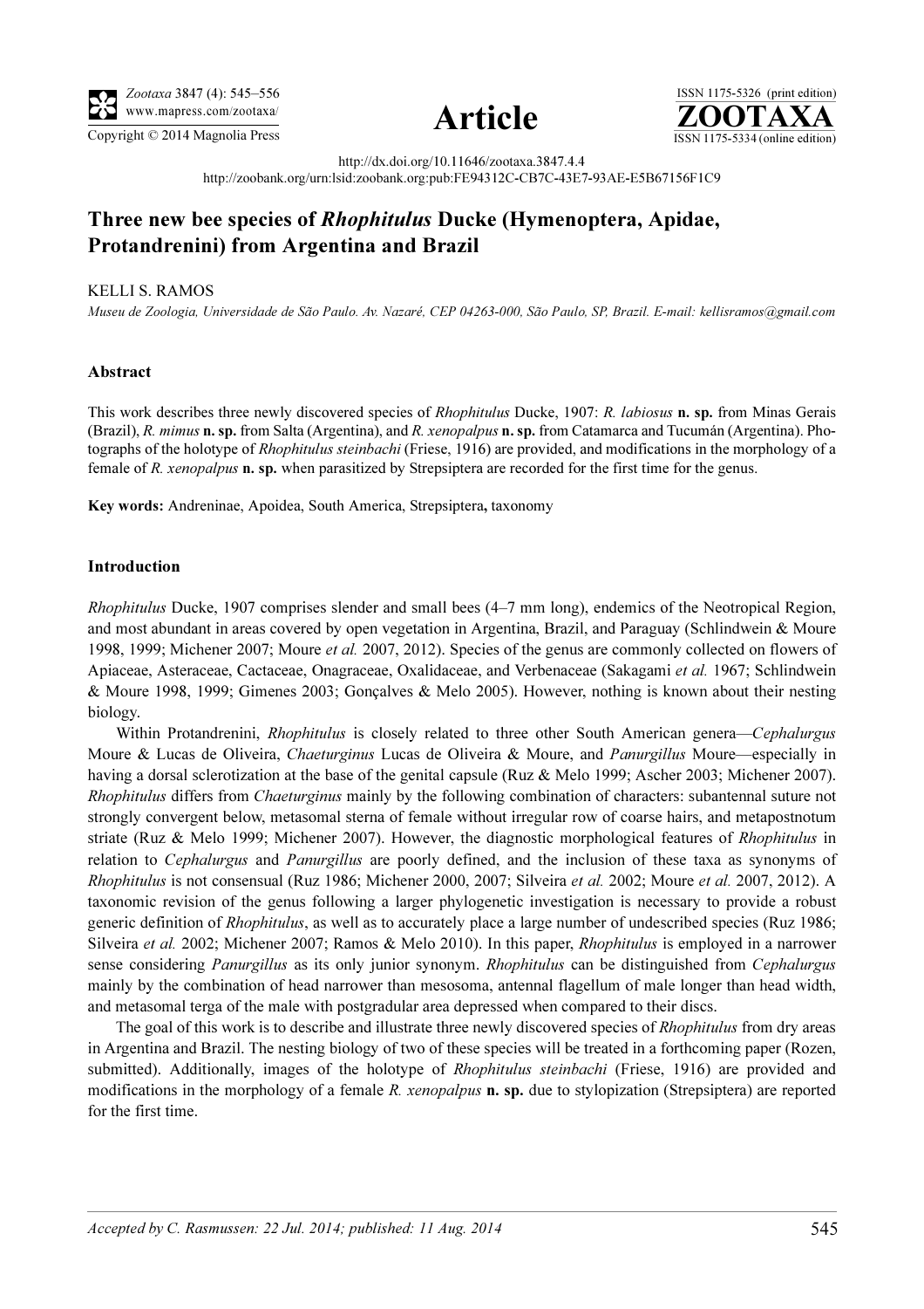http://dx.doi.org/10.11646/zootaxa.3847.4.4

http://zoobank.org/urn:lsid:zoobank.org:pub:FE94312C-CB7C-43E7-93AE-E5B67156F1C9

# Three new bee species of *Rhophitulus* Ducke (Hymenoptera, Apidae, Protandrenini) from Argentina and Brazil

KELLI S. RAMOS

*Museu de Zoologia, Universidade de São Paulo. Av. Nazaré, CEP 04263-000, São Paulo, SP, Brazil. E-mail: kellisramos@gmail.com*

## Abstract

This work describes three newly discovered species of *Rhophitulus* Ducke, 1907: *R. labiosus* **n. sp.** from Minas Gerais (Brazil), *R. mimus* **n. sp.** from Salta (Argentina), and *R. xenopalpus* **n. sp.** from Catamarca and Tucumán (Argentina). Photographs of the holotype of *Rhophitulus steinbachi* (Friese, 1916) are provided, and modifications in the morphology of a female of *R. xenopalpus* **n. sp.** when parasitized by Strepsiptera are recorded for the first time for the genus.

**Key words:** Andreninae, Apoidea, South America, Strepsiptera**,** taxonomy

## Introduction

*Rhophitulus* Ducke, 1907 comprises slender and small bees (4–7 mm long), endemics of the Neotropical Region, and most abundant in areas covered by open vegetation in Argentina, Brazil, and Paraguay (Schlindwein & Moure 1998, 1999; Michener 2007; Moure *et al.* 2007, 2012). Species of the genus are commonly collected on flowers of Apiaceae, Asteraceae, Cactaceae, Onagraceae, Oxalidaceae, and Verbenaceae (Sakagami *et al.* 1967; Schlindwein & Moure 1998, 1999; Gimenes 2003; Gonçalves & Melo 2005). However, nothing is known about their nesting biology.

Within Protandrenini, *Rhophitulus* is closely related to three other South American genera—*Cephalurgus* Moure & Lucas de Oliveira, *Chaeturginus* Lucas de Oliveira & Moure, and *Panurgillus* Moure—especially in having a dorsal sclerotization at the base of the genital capsule (Ruz & Melo 1999; Ascher 2003; Michener 2007). *Rhophitulus* differs from *Chaeturginus* mainly by the following combination of characters: subantennal suture not strongly convergent below, metasomal sterna of female without irregular row of coarse hairs, and metapostnotum striate (Ruz & Melo 1999; Michener 2007). However, the diagnostic morphological features of *Rhophitulus* in relation to *Cephalurgus* and *Panurgillus* are poorly defined, and the inclusion of these taxa as synonyms of *Rhophitulus* is not consensual (Ruz 1986; Michener 2000, 2007; Silveira *et al.* 2002; Moure *et al.* 2007, 2012). A taxonomic revision of the genus following a larger phylogenetic investigation is necessary to provide a robust generic definition of *Rhophitulus*, as well as to accurately place a large number of undescribed species (Ruz 1986; Silveira *et al.* 2002; Michener 2007; Ramos & Melo 2010). In this paper, *Rhophitulus* is employed in a narrower sense considering *Panurgillus* as its only junior synonym. *Rhophitulus* can be distinguished from *Cephalurgus* mainly by the combination of head narrower than mesosoma, antennal flagellum of male longer than head width, and metasomal terga of the male with postgradular area depressed when compared to their discs.

The goal of this work is to describe and illustrate three newly discovered species of *Rhophitulus* from dry areas in Argentina and Brazil. The nesting biology of two of these species will be treated in a forthcoming paper (Rozen, submitted). Additionally, images of the holotype of *Rhophitulus steinbachi* (Friese, 1916) are provided and modifications in the morphology of a female *R. xenopalpus* **n. sp.** due to stylopization (Strepsiptera) are reported for the first time.

*Accepted by C. Rasmussen: 22 Jul. 2014; published: 11 Aug. 2014*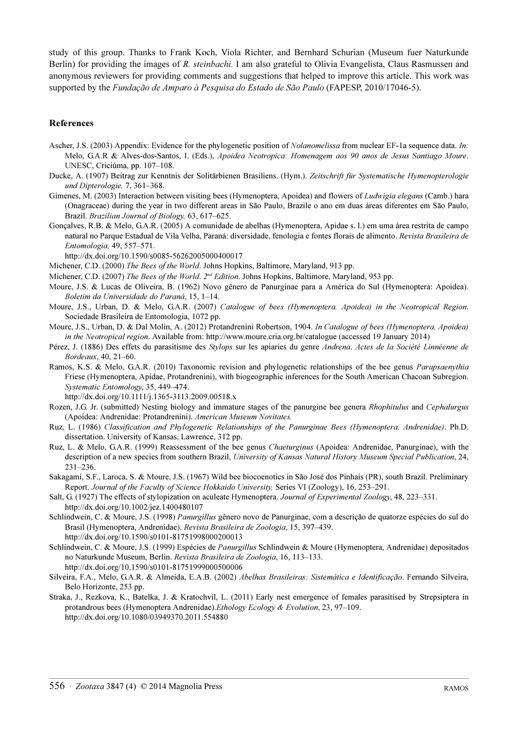study of this group. Thanks to Frank Koch, Viola Richter, and Bernhard Schurian (Museum fuer Naturkunde Berlin) for providing the images of *R. steinbachi.* I am also grateful to Olivia Evangelista, Claus Rasmussen and anonymous reviewers for providing comments and suggestions that helped to improve this article. This work was supported by the *Fundação de Amparo à Pesquisa do Estado de São Paulo* (FAPESP, 2010/17046-5).

## References

Ascher, J.S. (2003) Appendix: Evidence for the phylogenetic position of *Nolanomelissa* from nuclear EF-1a sequence data. *In:* Melo, G.A.R & Alves-dos-Santos, I. (Eds.), *Apoidea Neotropica: Homenagem aos 90 anos de Jesus Santiago Moure*. UNESC, Criciúma, pp. 107–108.

Ducke, A. (1907) Beitrag zur Kenntnis der Solitärbienen Brasiliens. (Hym.). *Zeitschrift für Systematische Hymenopterologie und Dipterologie,* 7, 361–368.

Gimenes, M. (2003) Interaction between visiting bees (Hymenoptera, Apoidea) and flowers of *Ludwigia elegans* (Camb.) hara (Onagraceae) during the year in two different areas in São Paulo, Brazile o ano em duas áreas diferentes em São Paulo, Brazil. *Brazilian Journal of Biology,* 63, 617–625.

Gonçalves, R.B. & Melo, G.A.R. (2005) A comunidade de abelhas (Hymenoptera, Apidae s. l.) em uma área restrita de campo natural no Parque Estadual de Vila Velha, Paraná: diversidade, fenologia e fontes florais de alimento. *Revista Brasileira de Entomologia,* 49, 557–571.
http://dx.doi.org/10.1590/s0085-56262005000400017

Michener, C.D. (2000) *The Bees of the World*. Johns Hopkins, Baltimore, Maryland, 913 pp.

Michener, C.D. (2007) *The Bees of the World*. *2nd Edition*. Johns Hopkins, Baltimore, Maryland, 953 pp.

Moure, J.S. & Lucas de Oliveira, B. (1962) Novo gênero de Panurginae para a América do Sul (Hymenoptera: Apoidea). *Boletim da Universidade do Paraná*, 15, 1–14.

Moure, J.S., Urban, D. & Melo, G.A.R. (2007) *Catalogue of bees (Hymenoptera, Apoidea) in the Neotropical Region*. Sociedade Brasileira de Entomologia, 1072 pp.

Moure, J.S., Urban, D. & Dal Molin, A. (2012) Protandrenini Robertson, 1904. *In Catalogue of bees (Hymenoptera, Apoidea) in the Neotropical region*. Available from: http://www.moure.cria.org.br/catalogue (accessed 19 January 2014)

Pérez, J. (1886) Des effets du parasitisme des *Stylops* sur les apiaries du genre *Andrena*. *Actes de la Société Linnéenne de Bordeaux*, 40, 21–60.

Ramos, K.S. & Melo, G.A.R. (2010) Taxonomic revision and phylogenetic relationships of the bee genus *Parapsaenythia* Friese (Hymenoptera, Apidae, Protandrenini), with biogeographic inferences for the South American Chacoan Subregion. *Systematic Entomology*, 35, 449–474.
http://dx.doi.org/10.1111/j.1365-3113.2009.00518.x

Rozen, J.G. Jr. (submitted) Nesting biology and immature stages of the panurgine bee genera *Rhophitulus* and *Cephalurgus* (Apoidea: Andrenidae: Protandrenini). *American Museum Novitates.*

Ruz, L. (1986) *Classification and Phylogenetic Relationships of the Panurginae Bees (Hymenoptera, Andrenidae)*. Ph.D. dissertation. University of Kansas, Lawrence, 312 pp.

Ruz, L. & Melo, G.A.R. (1999) Reassessment of the bee genus *Chaeturginus* (Apoidea: Andrenidae, Panurginae), with the description of a new species from southern Brazil, *University of Kansas Natural History Museum Special Publication*, 24, 231–236.

Sakagami, S.F., Laroca, S. & Moure, J.S. (1967) Wild bee biocoenotics in São José dos Pinhais (PR), south Brazil. Preliminary Report. *Journal of the Faculty of Science Hokkaido University,* Series VI (Zoology), 16, 253–291.

Salt, G. (1927) The effects of stylopization on aculeate Hymenoptera. *Journal of Experimental Zoology*, 48, 223–331.
http://dx.doi.org/10.1002/jez.1400480107

Schlindwein, C. & Moure, J.S. (1998) *Panurgillus* gênero novo de Panurginae, com a descrição de quatorze espécies do sul do Brasil (Hymenoptera, Andrenidae). *Revista Brasileira de Zoologia*, 15, 397–439.
http://dx.doi.org/10.1590/s0101-81751998000200013

Schlindwein, C. & Moure, J.S. (1999) Espécies de *Panurgillus* Schlindwein & Moure (Hymenoptera, Andrenidae) depositados no Naturkunde Museum, Berlin. *Revista Brasileira de Zoologia*, 16, 113–133.
http://dx.doi.org/10.1590/s0101-81751999000500006

Silveira, F.A., Melo, G.A.R. & Almeida, E.A.B. (2002) *Abelhas Brasileiras: Sistemática e Identificação*. Fernando Silveira, Belo Horizonte, 253 pp.

Straka, J., Rezkova, K., Batelka, J. & Kratochvíl, L. (2011) Early nest emergence of females parasitised by Strepsiptera in protandrous bees (Hymenoptera Andrenidae).*Ethology Ecology & Evolution*, 23, 97–109.
http://dx.doi.org/10.1080/03949370.2011.554880